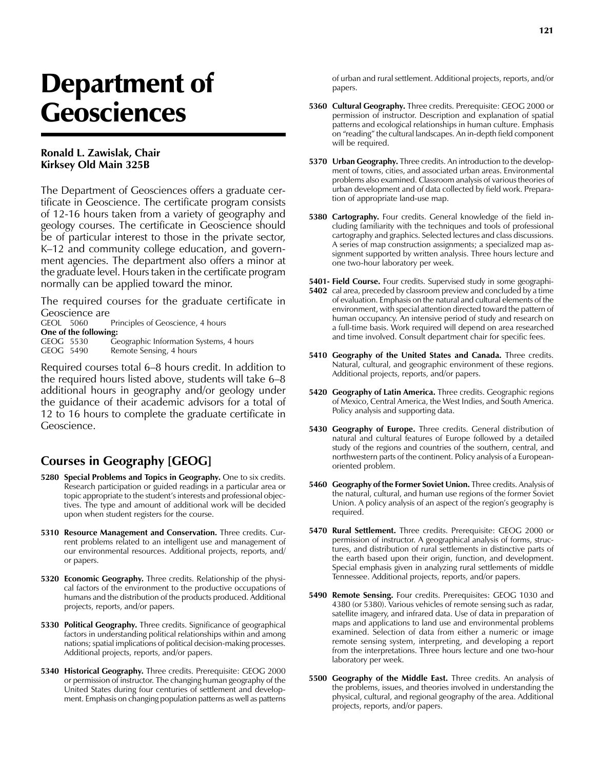# Department of Geosciences

**Ronald L. Zawislak, Chair**
**Kirksey Old Main 325B**

The Department of Geosciences offers a graduate certificate in Geoscience. The certificate program consists of 12-16 hours taken from a variety of geography and geology courses. The certificate in Geoscience should be of particular interest to those in the private sector, K–12 and community college education, and government agencies. The department also offers a minor at the graduate level. Hours taken in the certificate program normally can be applied toward the minor.

The required courses for the graduate certificate in Geoscience are

GEOL 5060 Principles of Geoscience, 4 hours

**One of the following:**

GEOG 5530 Geographic Information Systems, 4 hours
GEOG 5490 Remote Sensing, 4 hours

Required courses total 6–8 hours credit. In addition to the required hours listed above, students will take 6–8 additional hours in geography and/or geology under the guidance of their academic advisors for a total of 12 to 16 hours to complete the graduate certificate in Geoscience.

## Courses in Geography [GEOG]

**5280 Special Problems and Topics in Geography.** One to six credits. Research participation or guided readings in a particular area or topic appropriate to the student's interests and professional objectives. The type and amount of additional work will be decided upon when student registers for the course.

**5310 Resource Management and Conservation.** Three credits. Current problems related to an intelligent use and management of our environmental resources. Additional projects, reports, and/or papers.

**5320 Economic Geography.** Three credits. Relationship of the physical factors of the environment to the productive occupations of humans and the distribution of the products produced. Additional projects, reports, and/or papers.

**5330 Political Geography.** Three credits. Significance of geographical factors in understanding political relationships within and among nations; spatial implications of political decision-making processes. Additional projects, reports, and/or papers.

**5340 Historical Geography.** Three credits. Prerequisite: GEOG 2000 or permission of instructor. The changing human geography of the United States during four centuries of settlement and development. Emphasis on changing population patterns as well as patterns of urban and rural settlement. Additional projects, reports, and/or papers.

**5360 Cultural Geography.** Three credits. Prerequisite: GEOG 2000 or permission of instructor. Description and explanation of spatial patterns and ecological relationships in human culture. Emphasis on "reading" the cultural landscapes. An in-depth field component will be required.

**5370 Urban Geography.** Three credits. An introduction to the development of towns, cities, and associated urban areas. Environmental problems also examined. Classroom analysis of various theories of urban development and of data collected by field work. Preparation of appropriate land-use map.

**5380 Cartography.** Four credits. General knowledge of the field including familiarity with the techniques and tools of professional cartography and graphics. Selected lectures and class discussions. A series of map construction assignments; a specialized map assignment supported by written analysis. Three hours lecture and one two-hour laboratory per week.

**5401-5402 Field Course.** Four credits. Supervised study in some geographical area, preceded by classroom preview and concluded by a time of evaluation. Emphasis on the natural and cultural elements of the environment, with special attention directed toward the pattern of human occupancy. An intensive period of study and research on a full-time basis. Work required will depend on area researched and time involved. Consult department chair for specific fees.

**5410 Geography of the United States and Canada.** Three credits. Natural, cultural, and geographic environment of these regions. Additional projects, reports, and/or papers.

**5420 Geography of Latin America.** Three credits. Geographic regions of Mexico, Central America, the West Indies, and South America. Policy analysis and supporting data.

**5430 Geography of Europe.** Three credits. General distribution of natural and cultural features of Europe followed by a detailed study of the regions and countries of the southern, central, and northwestern parts of the continent. Policy analysis of a European-oriented problem.

**5460 Geography of the Former Soviet Union.** Three credits. Analysis of the natural, cultural, and human use regions of the former Soviet Union. A policy analysis of an aspect of the region's geography is required.

**5470 Rural Settlement.** Three credits. Prerequisite: GEOG 2000 or permission of instructor. A geographical analysis of forms, structures, and distribution of rural settlements in distinctive parts of the earth based upon their origin, function, and development. Special emphasis given in analyzing rural settlements of middle Tennessee. Additional projects, reports, and/or papers.

**5490 Remote Sensing.** Four credits. Prerequisites: GEOG 1030 and 4380 (or 5380). Various vehicles of remote sensing such as radar, satellite imagery, and infrared data. Use of data in preparation of maps and applications to land use and environmental problems examined. Selection of data from either a numeric or image remote sensing system, interpreting, and developing a report from the interpretations. Three hours lecture and one two-hour laboratory per week.

**5500 Geography of the Middle East.** Three credits. An analysis of the problems, issues, and theories involved in understanding the physical, cultural, and regional geography of the area. Additional projects, reports, and/or papers.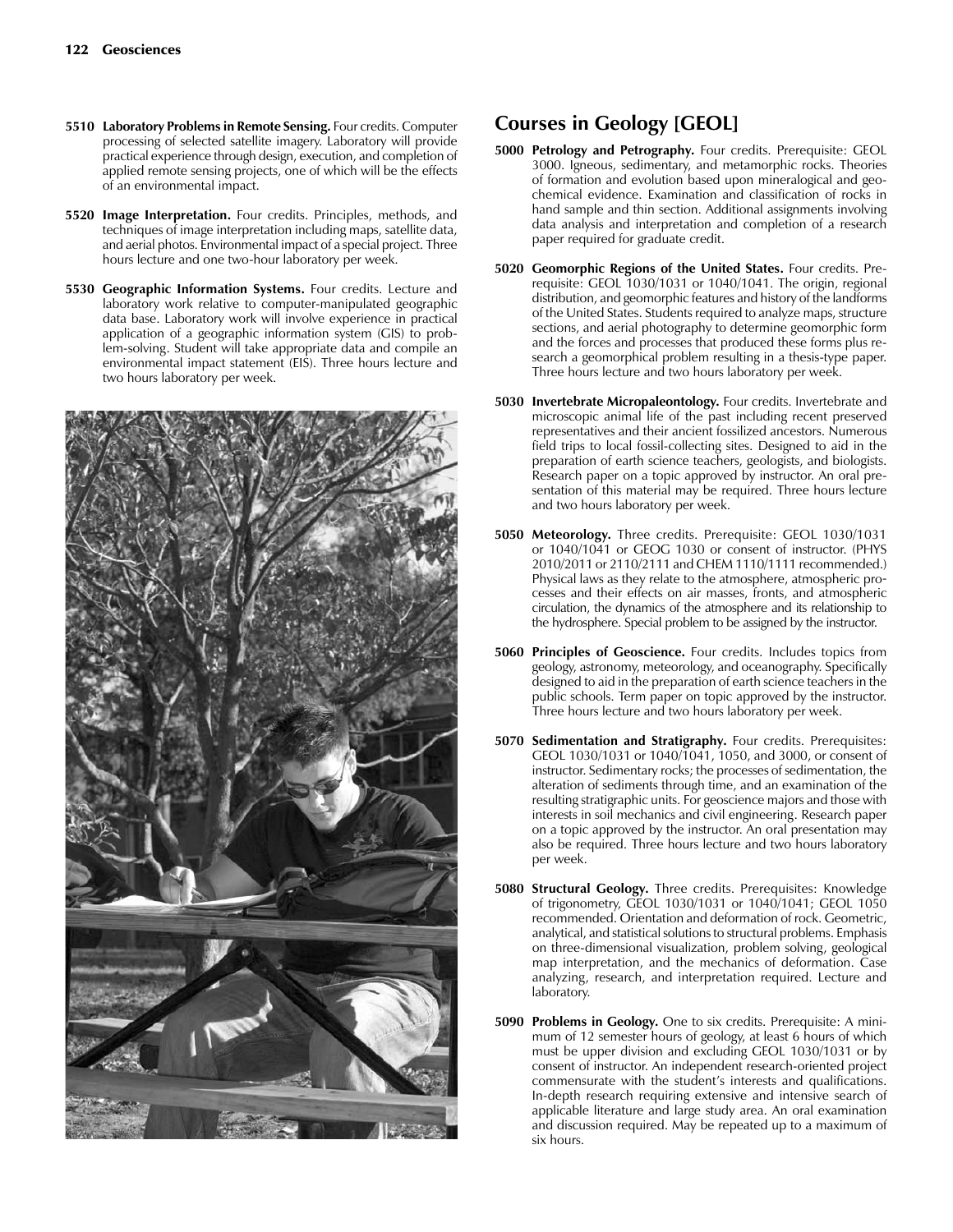**5510 Laboratory Problems in Remote Sensing.** Four credits. Computer processing of selected satellite imagery. Laboratory will provide practical experience through design, execution, and completion of applied remote sensing projects, one of which will be the effects of an environmental impact.

**5520 Image Interpretation.** Four credits. Principles, methods, and techniques of image interpretation including maps, satellite data, and aerial photos. Environmental impact of a special project. Three hours lecture and one two-hour laboratory per week.

**5530 Geographic Information Systems.** Four credits. Lecture and laboratory work relative to computer-manipulated geographic data base. Laboratory work will involve experience in practical application of a geographic information system (GIS) to problem-solving. Student will take appropriate data and compile an environmental impact statement (EIS). Three hours lecture and two hours laboratory per week.

## Courses in Geology [GEOL]

**5000 Petrology and Petrography.** Four credits. Prerequisite: GEOL 3000. Igneous, sedimentary, and metamorphic rocks. Theories of formation and evolution based upon mineralogical and geochemical evidence. Examination and classification of rocks in hand sample and thin section. Additional assignments involving data analysis and interpretation and completion of a research paper required for graduate credit.

**5020 Geomorphic Regions of the United States.** Four credits. Prerequisite: GEOL 1030/1031 or 1040/1041. The origin, regional distribution, and geomorphic features and history of the landforms of the United States. Students required to analyze maps, structure sections, and aerial photography to determine geomorphic form and the forces and processes that produced these forms plus research a geomorphical problem resulting in a thesis-type paper. Three hours lecture and two hours laboratory per week.

**5030 Invertebrate Micropaleontology.** Four credits. Invertebrate and microscopic animal life of the past including recent preserved representatives and their ancient fossilized ancestors. Numerous field trips to local fossil-collecting sites. Designed to aid in the preparation of earth science teachers, geologists, and biologists. Research paper on a topic approved by instructor. An oral presentation of this material may be required. Three hours lecture and two hours laboratory per week.

**5050 Meteorology.** Three credits. Prerequisite: GEOL 1030/1031 or 1040/1041 or GEOG 1030 or consent of instructor. (PHYS 2010/2011 or 2110/2111 and CHEM 1110/1111 recommended.) Physical laws as they relate to the atmosphere, atmospheric processes and their effects on air masses, fronts, and atmospheric circulation, the dynamics of the atmosphere and its relationship to the hydrosphere. Special problem to be assigned by the instructor.

**5060 Principles of Geoscience.** Four credits. Includes topics from geology, astronomy, meteorology, and oceanography. Specifically designed to aid in the preparation of earth science teachers in the public schools. Term paper on topic approved by the instructor. Three hours lecture and two hours laboratory per week.

**5070 Sedimentation and Stratigraphy.** Four credits. Prerequisites: GEOL 1030/1031 or 1040/1041, 1050, and 3000, or consent of instructor. Sedimentary rocks; the processes of sedimentation, the alteration of sediments through time, and an examination of the resulting stratigraphic units. For geoscience majors and those with interests in soil mechanics and civil engineering. Research paper on a topic approved by the instructor. An oral presentation may also be required. Three hours lecture and two hours laboratory per week.

**5080 Structural Geology.** Three credits. Prerequisites: Knowledge of trigonometry, GEOL 1030/1031 or 1040/1041; GEOL 1050 recommended. Orientation and deformation of rock. Geometric, analytical, and statistical solutions to structural problems. Emphasis on three-dimensional visualization, problem solving, geological map interpretation, and the mechanics of deformation. Case analyzing, research, and interpretation required. Lecture and laboratory.

**5090 Problems in Geology.** One to six credits. Prerequisite: A minimum of 12 semester hours of geology, at least 6 hours of which must be upper division and excluding GEOL 1030/1031 or by consent of instructor. An independent research-oriented project commensurate with the student's interests and qualifications. In-depth research requiring extensive and intensive search of applicable literature and large study area. An oral examination and discussion required. May be repeated up to a maximum of six hours.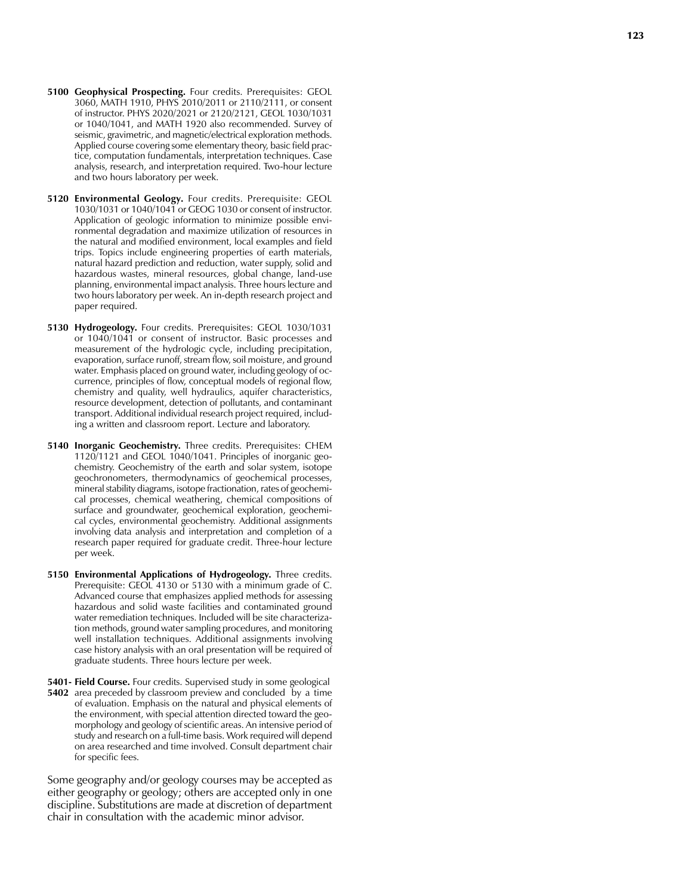**5100 Geophysical Prospecting.** Four credits. Prerequisites: GEOL 3060, MATH 1910, PHYS 2010/2011 or 2110/2111, or consent of instructor. PHYS 2020/2021 or 2120/2121, GEOL 1030/1031 or 1040/1041, and MATH 1920 also recommended. Survey of seismic, gravimetric, and magnetic/electrical exploration methods. Applied course covering some elementary theory, basic field practice, computation fundamentals, interpretation techniques. Case analysis, research, and interpretation required. Two-hour lecture and two hours laboratory per week.

**5120 Environmental Geology.** Four credits. Prerequisite: GEOL 1030/1031 or 1040/1041 or GEOG 1030 or consent of instructor. Application of geologic information to minimize possible environmental degradation and maximize utilization of resources in the natural and modified environment, local examples and field trips. Topics include engineering properties of earth materials, natural hazard prediction and reduction, water supply, solid and hazardous wastes, mineral resources, global change, land-use planning, environmental impact analysis. Three hours lecture and two hours laboratory per week. An in-depth research project and paper required.

**5130 Hydrogeology.** Four credits. Prerequisites: GEOL 1030/1031 or 1040/1041 or consent of instructor. Basic processes and measurement of the hydrologic cycle, including precipitation, evaporation, surface runoff, stream flow, soil moisture, and ground water. Emphasis placed on ground water, including geology of occurrence, principles of flow, conceptual models of regional flow, chemistry and quality, well hydraulics, aquifer characteristics, resource development, detection of pollutants, and contaminant transport. Additional individual research project required, including a written and classroom report. Lecture and laboratory.

**5140 Inorganic Geochemistry.** Three credits. Prerequisites: CHEM 1120/1121 and GEOL 1040/1041. Principles of inorganic geochemistry. Geochemistry of the earth and solar system, isotope geochronometers, thermodynamics of geochemical processes, mineral stability diagrams, isotope fractionation, rates of geochemical processes, chemical weathering, chemical compositions of surface and groundwater, geochemical exploration, geochemical cycles, environmental geochemistry. Additional assignments involving data analysis and interpretation and completion of a research paper required for graduate credit. Three-hour lecture per week.

**5150 Environmental Applications of Hydrogeology.** Three credits. Prerequisite: GEOL 4130 or 5130 with a minimum grade of C. Advanced course that emphasizes applied methods for assessing hazardous and solid waste facilities and contaminated ground water remediation techniques. Included will be site characterization methods, ground water sampling procedures, and monitoring well installation techniques. Additional assignments involving case history analysis with an oral presentation will be required of graduate students. Three hours lecture per week.

**5401- 5402 Field Course.** Four credits. Supervised study in some geological area preceded by classroom preview and concluded by a time of evaluation. Emphasis on the natural and physical elements of the environment, with special attention directed toward the geomorphology and geology of scientific areas. An intensive period of study and research on a full-time basis. Work required will depend on area researched and time involved. Consult department chair for specific fees.

Some geography and/or geology courses may be accepted as either geography or geology; others are accepted only in one discipline. Substitutions are made at discretion of department chair in consultation with the academic minor advisor.